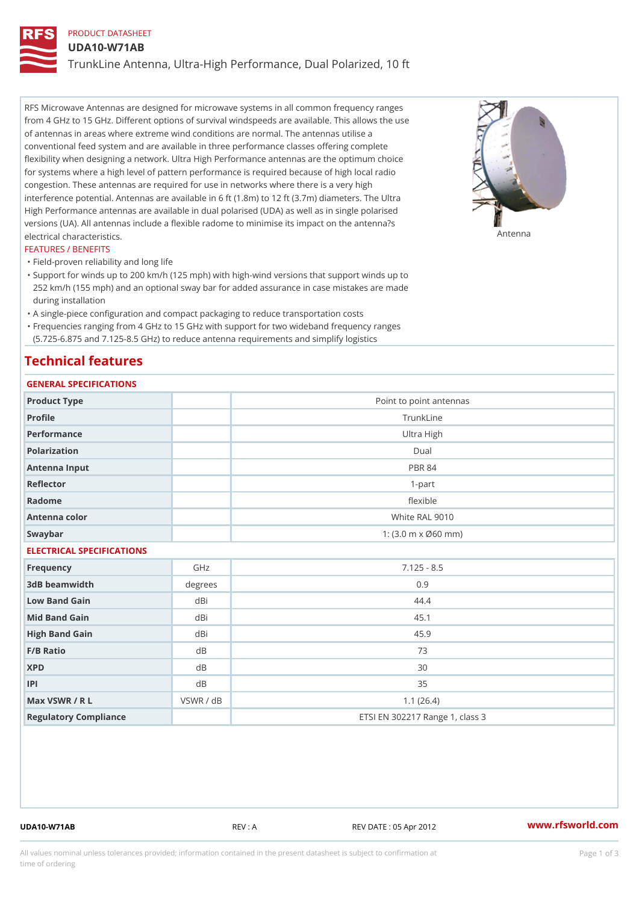PRODUCT DATASHEET

# UDA10-W71AB

## TrunkLine Antenna, Ultra-High Performance, Dual Polarized, 10 ft

RFS Microwave Antennas are designed for microwave systems in all common frequency ranges from 4 GHz to 15 GHz. Different options of survival windspeeds are available. This allows the use of antennas in areas where extreme wind conditions are normal. The antennas utilise a conventional feed system and are available in three performance classes offering complete flexibility when designing a network. Ultra High Performance antennas are the optimum choice for systems where a high level of pattern performance is required because of high local radio congestion. These antennas are required for use in networks where there is a very high interference potential. Antennas are available in 6 ft (1.8m) to 12 ft (3.7m) diameters. The Ultra High Performance antennas are available in dual polarised (UDA) as well as in single polarised versions (UA). All antennas include a flexible radome to minimise its impact on the antenna?s electrical characteristics.

Antenna

### FEATURES / BENEFITS

- Field-proven reliability and long life
- Support for winds up to 200 km/h (125 mph) with high-wind versions that support winds up to 252 km/h (155 mph) and an optional sway bar for added assurance in case mistakes are made during installation
- A single-piece configuration and compact packaging to reduce transportation costs
- Frequencies ranging from 4 GHz to 15 GHz with support for two wideband frequency ranges (5.725-6.875 and 7.125-8.5 GHz) to reduce antenna requirements and simplify logistics

## Technical features

### GENERAL SPECIFICATIONS

| | | |
|---|---|---|
| Product Type | | Point to point antennas |
| Profile | | TrunkLine |
| Performance | | Ultra High |
| Polarization | | Dual |
| Antenna Input | | PBR 84 |
| Reflector | | 1-part |
| Radome | | flexible |
| Antenna color | | White RAL 9010 |
| Swaybar | | 1: (3.0 m x Ø60 mm) |

### ELECTRICAL SPECIFICATIONS

| | | |
|---|---|---|
| Frequency | GHz | 7.125 - 8.5 |
| 3dB beamwidth | degrees | 0.9 |
| Low Band Gain | dBi | 44.4 |
| Mid Band Gain | dBi | 45.1 |
| High Band Gain | dBi | 45.9 |
| F/B Ratio | dB | 73 |
| XPD | dB | 30 |
| IPI | dB | 35 |
| Max VSWR / R L | VSWR / dB | 1.1 (26.4) |
| Regulatory Compliance | | ETSI EN 302217 Range 1, class 3 |

UDA10-W71AB REV : A REV DATE : 05 Apr 2012 www.rfsworld.com

All values nominal unless tolerances provided; information contained in the present datasheet is subject to confirmation at time of ordering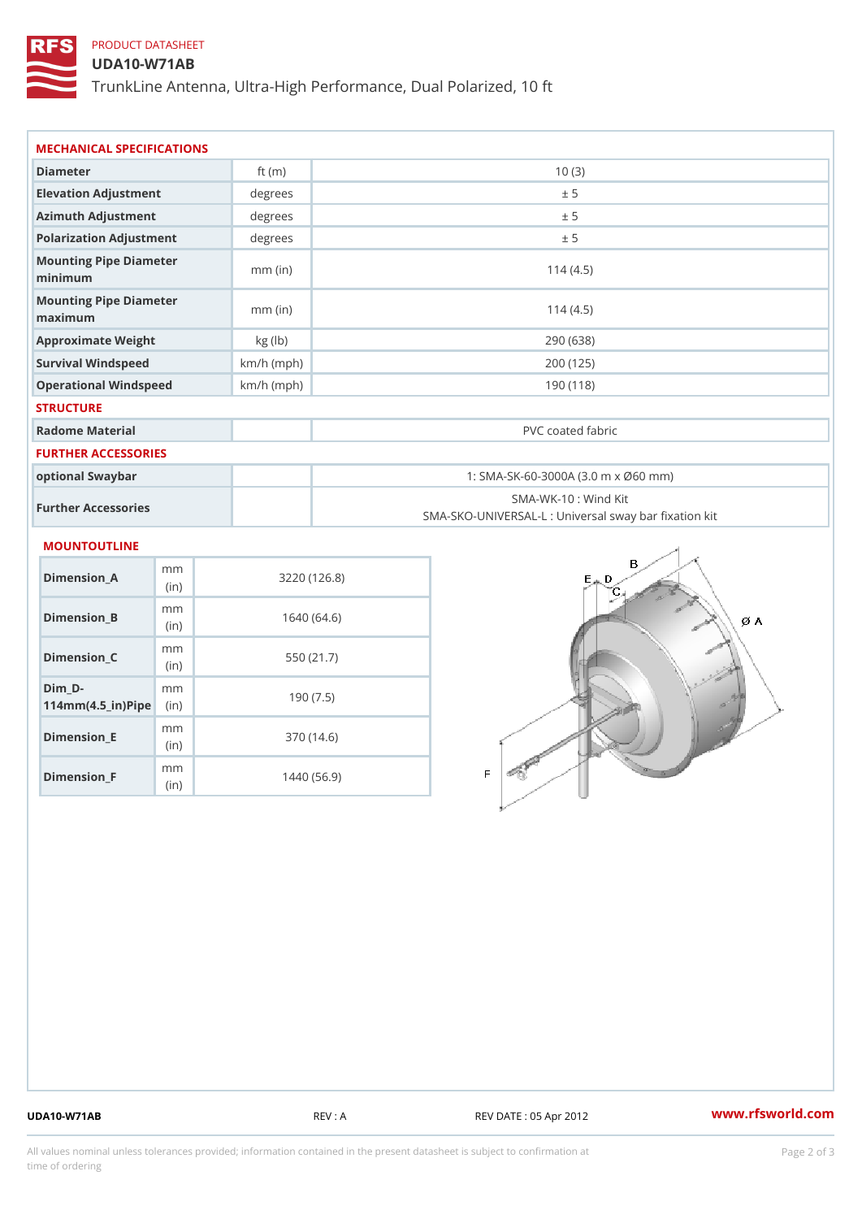PRODUCT DATASHEET

# UDA10-W71AB

TrunkLine Antenna, Ultra-High Performance, Dual Polarized, 10 ft

## MECHANICAL SPECIFICATIONS

| | | |
|---|---|---|
| Diameter | ft (m) | 10 (3) |
| Elevation Adjustment | degrees | ± 5 |
| Azimuth Adjustment | degrees | ± 5 |
| Polarization Adjustment | degrees | ± 5 |
| Mounting Pipe Diameter minimum | mm (in) | 114 (4.5) |
| Mounting Pipe Diameter maximum | mm (in) | 114 (4.5) |
| Approximate Weight | kg (lb) | 290 (638) |
| Survival Windspeed | km/h (mph) | 200 (125) |
| Operational Windspeed | km/h (mph) | 190 (118) |

## STRUCTURE

| | | |
|---|---|---|
| Radome Material | | PVC coated fabric |

## FURTHER ACCESSORIES

| | | |
|---|---|---|
| optional Swaybar | | 1: SMA-SK-60-3000A (3.0 m x Ø60 mm) |
| Further Accessories | | SMA-WK-10 : Wind Kit<br>SMA-SKO-UNIVERSAL-L : Universal sway bar fixation kit |

## MOUNTOUTLINE

| | | |
|---|---|---|
| Dimension_A | mm (in) | 3220 (126.8) |
| Dimension_B | mm (in) | 1640 (64.6) |
| Dimension_C | mm (in) | 550 (21.7) |
| Dim_D-114mm(4.5_in)Pipe | mm (in) | 190 (7.5) |
| Dimension_E | mm (in) | 370 (14.6) |
| Dimension_F | mm (in) | 1440 (56.9) |

UDA10-W71AB REV : A REV DATE : 05 Apr 2012 www.rfsworld.com

All values nominal unless tolerances provided; information contained in the present datasheet is subject to confirmation at time of ordering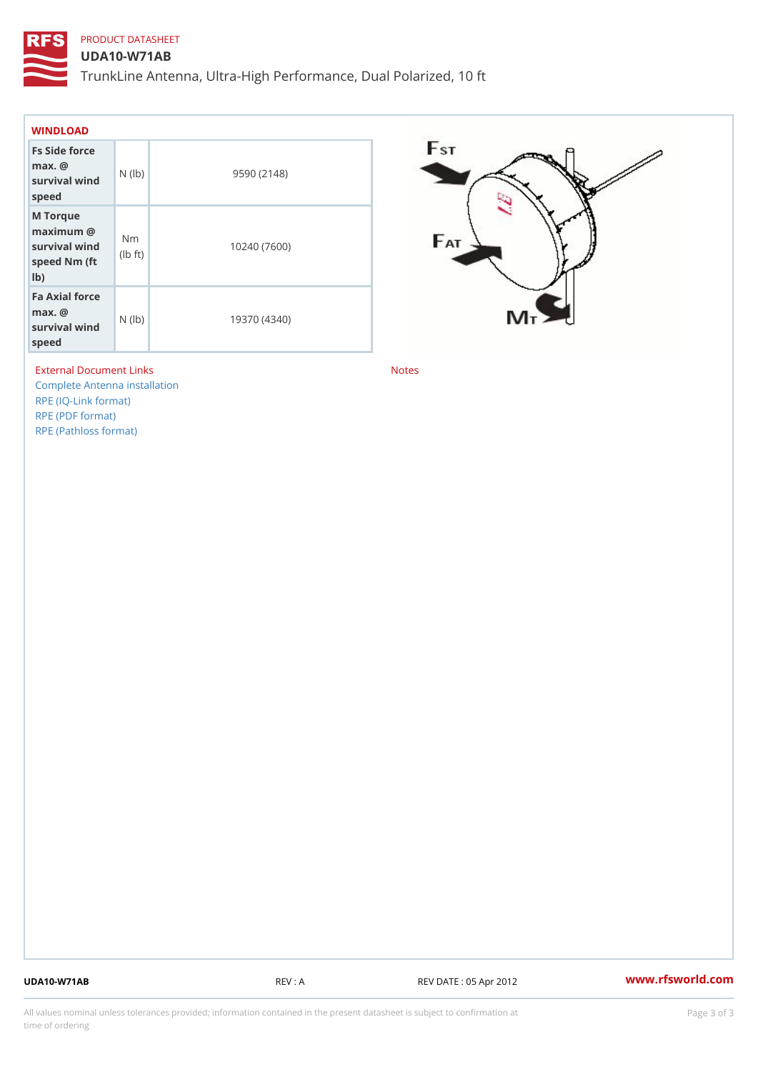PRODUCT DATASHEET

# UDA10-W71AB

TrunkLine Antenna, Ultra-High Performance, Dual Polarized, 10 ft

## WINDLOAD

| | | |
|---|---|---|
| Fs Side force max. @ survival wind speed | N (lb) | 9590 (2148) |
| M Torque maximum @ survival wind speed Nm (ft lb) | Nm (lb ft) | 10240 (7600) |
| Fa Axial force max. @ survival wind speed | N (lb) | 19370 (4340) |

FST

FAT

MT

### External Document Links

Complete Antenna installation

RPE (IQ-Link format)

RPE (PDF format)

RPE (Pathloss format)

### Notes

UDA10-W71AB REV : A REV DATE : 05 Apr 2012 www.rfsworld.com

All values nominal unless tolerances provided; information contained in the present datasheet is subject to confirmation at time of ordering